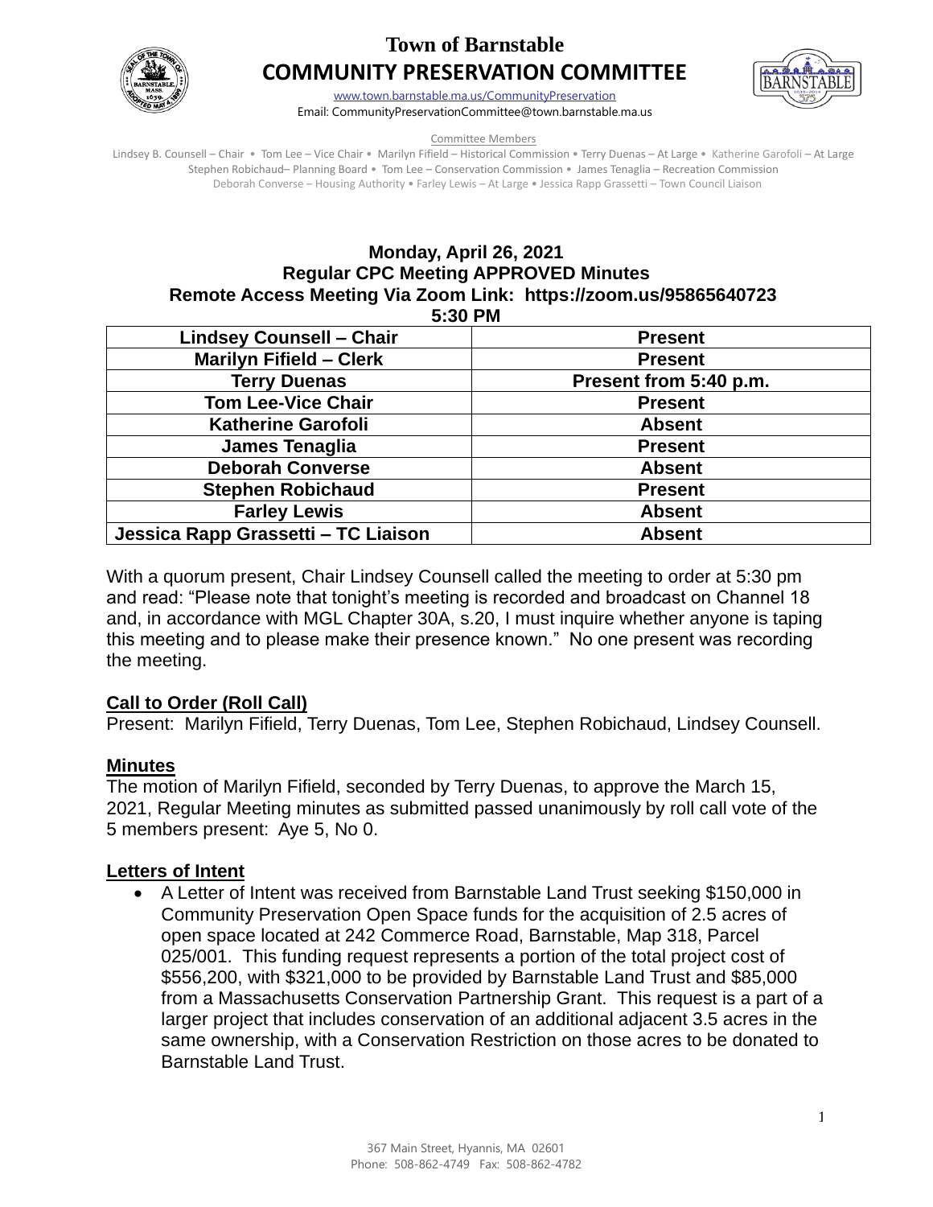# Town of Barnstable
# COMMUNITY PRESERVATION COMMITTEE

www.town.barnstable.ma.us/CommunityPreservation
Email: CommunityPreservationCommittee@town.barnstable.ma.us

Committee Members

Lindsey B. Counsell – Chair • Tom Lee – Vice Chair • Marilyn Fifield – Historical Commission • Terry Duenas – At Large • Katherine Garofoli – At Large
Stephen Robichaud– Planning Board • Tom Lee – Conservation Commission • James Tenaglia – Recreation Commission
Deborah Converse – Housing Authority • Farley Lewis – At Large • Jessica Rapp Grassetti – Town Council Liaison

**Monday, April 26, 2021**
**Regular CPC Meeting APPROVED Minutes**
**Remote Access Meeting Via Zoom Link: https://zoom.us/95865640723**
**5:30 PM**

| Lindsey Counsell – Chair | Present |
|---|---|
| Marilyn Fifield – Clerk | Present |
| Terry Duenas | Present from 5:40 p.m. |
| Tom Lee-Vice Chair | Present |
| Katherine Garofoli | Absent |
| James Tenaglia | Present |
| Deborah Converse | Absent |
| Stephen Robichaud | Present |
| Farley Lewis | Absent |
| Jessica Rapp Grassetti – TC Liaison | Absent |

With a quorum present, Chair Lindsey Counsell called the meeting to order at 5:30 pm and read: "Please note that tonight's meeting is recorded and broadcast on Channel 18 and, in accordance with MGL Chapter 30A, s.20, I must inquire whether anyone is taping this meeting and to please make their presence known." No one present was recording the meeting.

## Call to Order (Roll Call)

Present: Marilyn Fifield, Terry Duenas, Tom Lee, Stephen Robichaud, Lindsey Counsell.

## Minutes

The motion of Marilyn Fifield, seconded by Terry Duenas, to approve the March 15, 2021, Regular Meeting minutes as submitted passed unanimously by roll call vote of the 5 members present: Aye 5, No 0.

## Letters of Intent

- A Letter of Intent was received from Barnstable Land Trust seeking $150,000 in Community Preservation Open Space funds for the acquisition of 2.5 acres of open space located at 242 Commerce Road, Barnstable, Map 318, Parcel 025/001. This funding request represents a portion of the total project cost of $556,200, with $321,000 to be provided by Barnstable Land Trust and $85,000 from a Massachusetts Conservation Partnership Grant. This request is a part of a larger project that includes conservation of an additional adjacent 3.5 acres in the same ownership, with a Conservation Restriction on those acres to be donated to Barnstable Land Trust.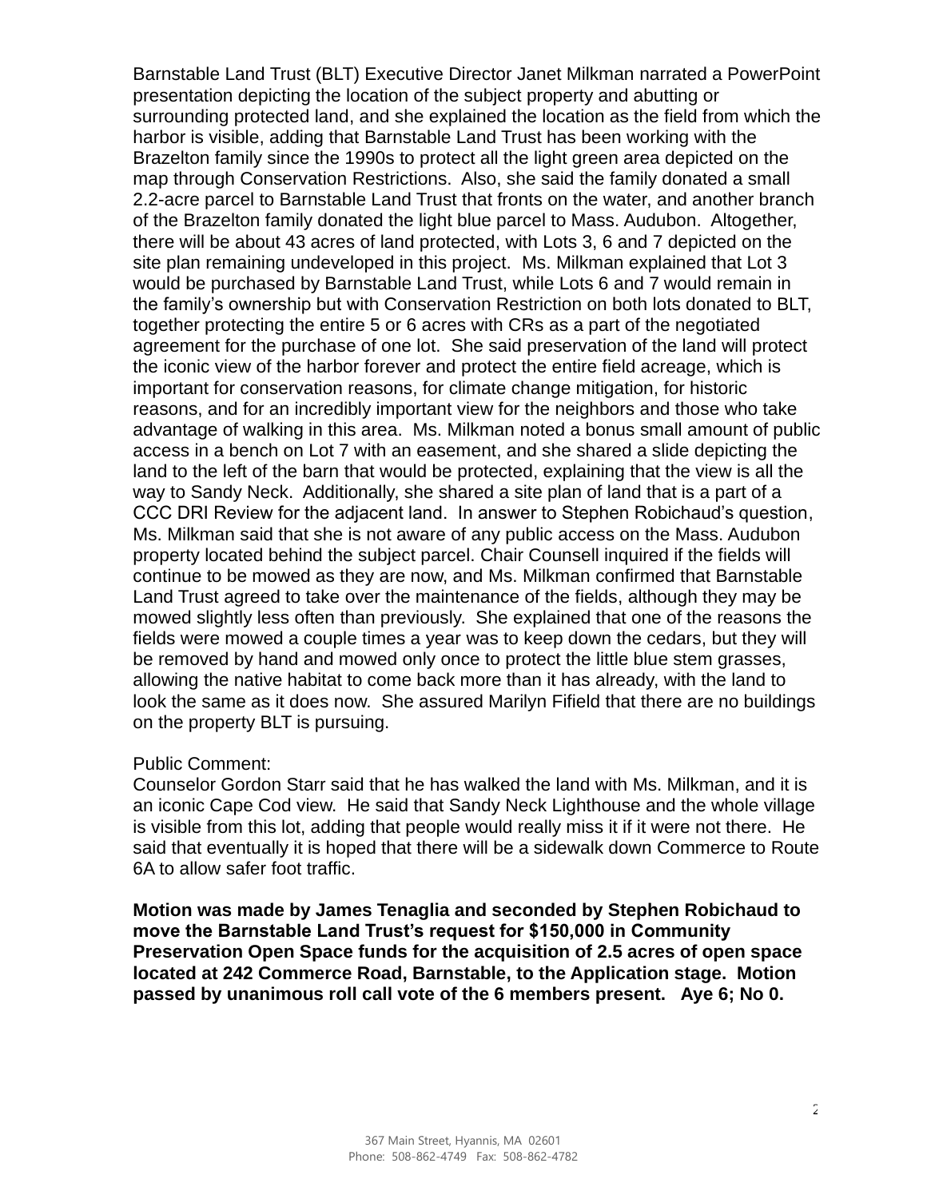Barnstable Land Trust (BLT) Executive Director Janet Milkman narrated a PowerPoint presentation depicting the location of the subject property and abutting or surrounding protected land, and she explained the location as the field from which the harbor is visible, adding that Barnstable Land Trust has been working with the Brazelton family since the 1990s to protect all the light green area depicted on the map through Conservation Restrictions. Also, she said the family donated a small 2.2-acre parcel to Barnstable Land Trust that fronts on the water, and another branch of the Brazelton family donated the light blue parcel to Mass. Audubon. Altogether, there will be about 43 acres of land protected, with Lots 3, 6 and 7 depicted on the site plan remaining undeveloped in this project. Ms. Milkman explained that Lot 3 would be purchased by Barnstable Land Trust, while Lots 6 and 7 would remain in the family's ownership but with Conservation Restriction on both lots donated to BLT, together protecting the entire 5 or 6 acres with CRs as a part of the negotiated agreement for the purchase of one lot. She said preservation of the land will protect the iconic view of the harbor forever and protect the entire field acreage, which is important for conservation reasons, for climate change mitigation, for historic reasons, and for an incredibly important view for the neighbors and those who take advantage of walking in this area. Ms. Milkman noted a bonus small amount of public access in a bench on Lot 7 with an easement, and she shared a slide depicting the land to the left of the barn that would be protected, explaining that the view is all the way to Sandy Neck. Additionally, she shared a site plan of land that is a part of a CCC DRI Review for the adjacent land. In answer to Stephen Robichaud's question, Ms. Milkman said that she is not aware of any public access on the Mass. Audubon property located behind the subject parcel. Chair Counsell inquired if the fields will continue to be mowed as they are now, and Ms. Milkman confirmed that Barnstable Land Trust agreed to take over the maintenance of the fields, although they may be mowed slightly less often than previously. She explained that one of the reasons the fields were mowed a couple times a year was to keep down the cedars, but they will be removed by hand and mowed only once to protect the little blue stem grasses, allowing the native habitat to come back more than it has already, with the land to look the same as it does now. She assured Marilyn Fifield that there are no buildings on the property BLT is pursuing.

Public Comment:
Counselor Gordon Starr said that he has walked the land with Ms. Milkman, and it is an iconic Cape Cod view. He said that Sandy Neck Lighthouse and the whole village is visible from this lot, adding that people would really miss it if it were not there. He said that eventually it is hoped that there will be a sidewalk down Commerce to Route 6A to allow safer foot traffic.

**Motion was made by James Tenaglia and seconded by Stephen Robichaud to move the Barnstable Land Trust's request for $150,000 in Community Preservation Open Space funds for the acquisition of 2.5 acres of open space located at 242 Commerce Road, Barnstable, to the Application stage. Motion passed by unanimous roll call vote of the 6 members present. Aye 6; No 0.**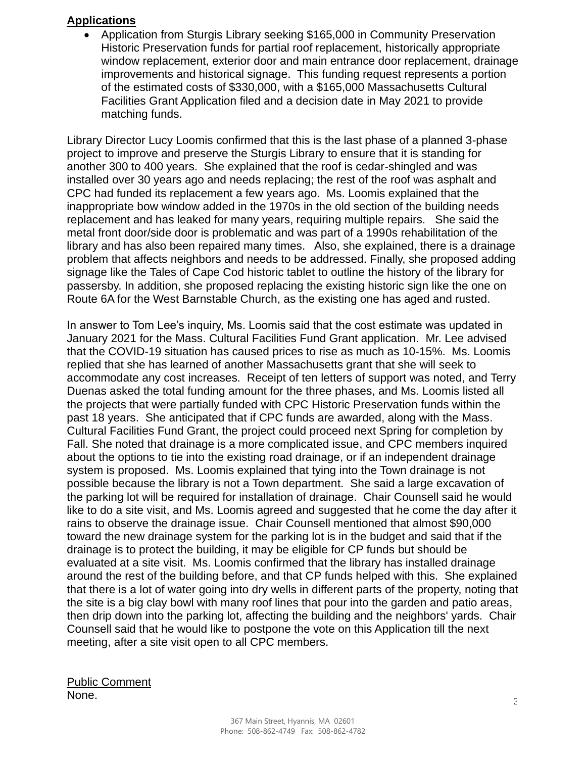**Applications**

- Application from Sturgis Library seeking $165,000 in Community Preservation Historic Preservation funds for partial roof replacement, historically appropriate window replacement, exterior door and main entrance door replacement, drainage improvements and historical signage. This funding request represents a portion of the estimated costs of $330,000, with a $165,000 Massachusetts Cultural Facilities Grant Application filed and a decision date in May 2021 to provide matching funds.

Library Director Lucy Loomis confirmed that this is the last phase of a planned 3-phase project to improve and preserve the Sturgis Library to ensure that it is standing for another 300 to 400 years. She explained that the roof is cedar-shingled and was installed over 30 years ago and needs replacing; the rest of the roof was asphalt and CPC had funded its replacement a few years ago. Ms. Loomis explained that the inappropriate bow window added in the 1970s in the old section of the building needs replacement and has leaked for many years, requiring multiple repairs. She said the metal front door/side door is problematic and was part of a 1990s rehabilitation of the library and has also been repaired many times. Also, she explained, there is a drainage problem that affects neighbors and needs to be addressed. Finally, she proposed adding signage like the Tales of Cape Cod historic tablet to outline the history of the library for passersby. In addition, she proposed replacing the existing historic sign like the one on Route 6A for the West Barnstable Church, as the existing one has aged and rusted.

In answer to Tom Lee's inquiry, Ms. Loomis said that the cost estimate was updated in January 2021 for the Mass. Cultural Facilities Fund Grant application. Mr. Lee advised that the COVID-19 situation has caused prices to rise as much as 10-15%. Ms. Loomis replied that she has learned of another Massachusetts grant that she will seek to accommodate any cost increases. Receipt of ten letters of support was noted, and Terry Duenas asked the total funding amount for the three phases, and Ms. Loomis listed all the projects that were partially funded with CPC Historic Preservation funds within the past 18 years. She anticipated that if CPC funds are awarded, along with the Mass. Cultural Facilities Fund Grant, the project could proceed next Spring for completion by Fall. She noted that drainage is a more complicated issue, and CPC members inquired about the options to tie into the existing road drainage, or if an independent drainage system is proposed. Ms. Loomis explained that tying into the Town drainage is not possible because the library is not a Town department. She said a large excavation of the parking lot will be required for installation of drainage. Chair Counsell said he would like to do a site visit, and Ms. Loomis agreed and suggested that he come the day after it rains to observe the drainage issue. Chair Counsell mentioned that almost $90,000 toward the new drainage system for the parking lot is in the budget and said that if the drainage is to protect the building, it may be eligible for CP funds but should be evaluated at a site visit. Ms. Loomis confirmed that the library has installed drainage around the rest of the building before, and that CP funds helped with this. She explained that there is a lot of water going into dry wells in different parts of the property, noting that the site is a big clay bowl with many roof lines that pour into the garden and patio areas, then drip down into the parking lot, affecting the building and the neighbors' yards. Chair Counsell said that he would like to postpone the vote on this Application till the next meeting, after a site visit open to all CPC members.

Public Comment

None.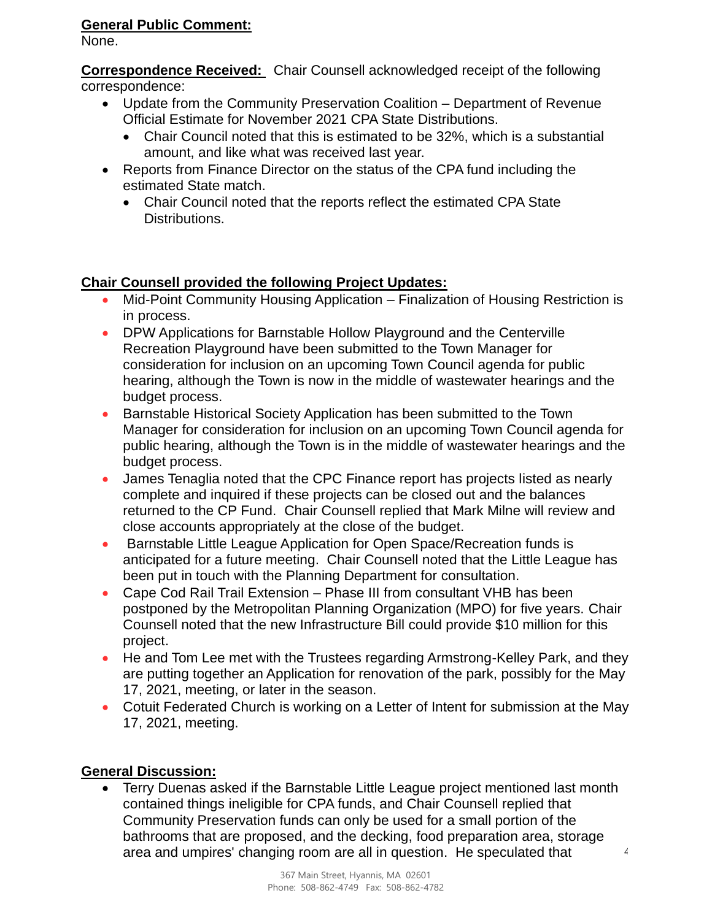**General Public Comment:**
None.

**Correspondence Received:** Chair Counsell acknowledged receipt of the following correspondence:

- Update from the Community Preservation Coalition – Department of Revenue Official Estimate for November 2021 CPA State Distributions.
  - Chair Council noted that this is estimated to be 32%, which is a substantial amount, and like what was received last year.
- Reports from Finance Director on the status of the CPA fund including the estimated State match.
  - Chair Council noted that the reports reflect the estimated CPA State Distributions.

**Chair Counsell provided the following Project Updates:**

- Mid-Point Community Housing Application – Finalization of Housing Restriction is in process.
- DPW Applications for Barnstable Hollow Playground and the Centerville Recreation Playground have been submitted to the Town Manager for consideration for inclusion on an upcoming Town Council agenda for public hearing, although the Town is now in the middle of wastewater hearings and the budget process.
- Barnstable Historical Society Application has been submitted to the Town Manager for consideration for inclusion on an upcoming Town Council agenda for public hearing, although the Town is in the middle of wastewater hearings and the budget process.
- James Tenaglia noted that the CPC Finance report has projects listed as nearly complete and inquired if these projects can be closed out and the balances returned to the CP Fund. Chair Counsell replied that Mark Milne will review and close accounts appropriately at the close of the budget.
- Barnstable Little League Application for Open Space/Recreation funds is anticipated for a future meeting. Chair Counsell noted that the Little League has been put in touch with the Planning Department for consultation.
- Cape Cod Rail Trail Extension – Phase III from consultant VHB has been postponed by the Metropolitan Planning Organization (MPO) for five years. Chair Counsell noted that the new Infrastructure Bill could provide $10 million for this project.
- He and Tom Lee met with the Trustees regarding Armstrong-Kelley Park, and they are putting together an Application for renovation of the park, possibly for the May 17, 2021, meeting, or later in the season.
- Cotuit Federated Church is working on a Letter of Intent for submission at the May 17, 2021, meeting.

**General Discussion:**

- Terry Duenas asked if the Barnstable Little League project mentioned last month contained things ineligible for CPA funds, and Chair Counsell replied that Community Preservation funds can only be used for a small portion of the bathrooms that are proposed, and the decking, food preparation area, storage area and umpires' changing room are all in question. He speculated that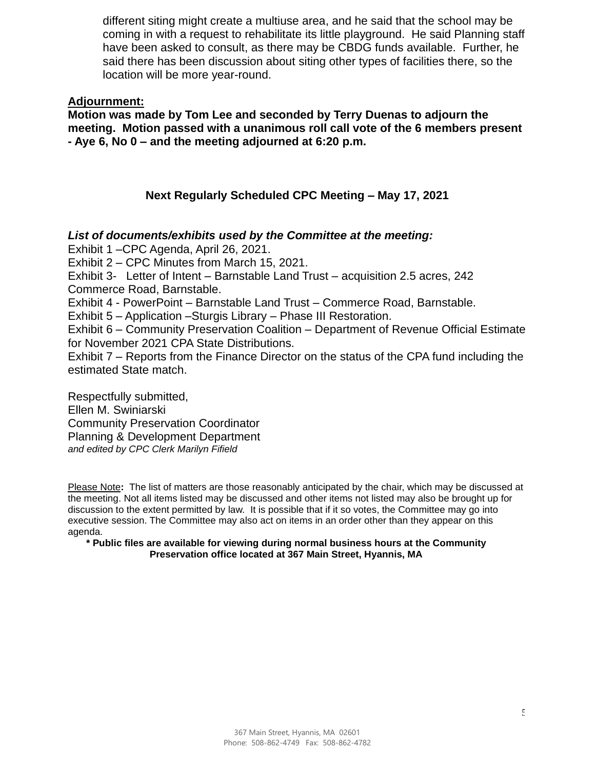different siting might create a multiuse area, and he said that the school may be coming in with a request to rehabilitate its little playground. He said Planning staff have been asked to consult, as there may be CBDG funds available. Further, he said there has been discussion about siting other types of facilities there, so the location will be more year-round.

**Adjournment:**

**Motion was made by Tom Lee and seconded by Terry Duenas to adjourn the meeting. Motion passed with a unanimous roll call vote of the 6 members present - Aye 6, No 0 – and the meeting adjourned at 6:20 p.m.**

**Next Regularly Scheduled CPC Meeting – May 17, 2021**

***List of documents/exhibits used by the Committee at the meeting:***

Exhibit 1 –CPC Agenda, April 26, 2021.
Exhibit 2 – CPC Minutes from March 15, 2021.
Exhibit 3- Letter of Intent – Barnstable Land Trust – acquisition 2.5 acres, 242 Commerce Road, Barnstable.
Exhibit 4 - PowerPoint – Barnstable Land Trust – Commerce Road, Barnstable.
Exhibit 5 – Application –Sturgis Library – Phase III Restoration.
Exhibit 6 – Community Preservation Coalition – Department of Revenue Official Estimate for November 2021 CPA State Distributions.
Exhibit 7 – Reports from the Finance Director on the status of the CPA fund including the estimated State match.

Respectfully submitted,
Ellen M. Swiniarski
Community Preservation Coordinator
Planning & Development Department
*and edited by CPC Clerk Marilyn Fifield*

Please Note**:** The list of matters are those reasonably anticipated by the chair, which may be discussed at the meeting. Not all items listed may be discussed and other items not listed may also be brought up for discussion to the extent permitted by law. It is possible that if it so votes, the Committee may go into executive session. The Committee may also act on items in an order other than they appear on this agenda.

**\* Public files are available for viewing during normal business hours at the Community Preservation office located at 367 Main Street, Hyannis, MA**